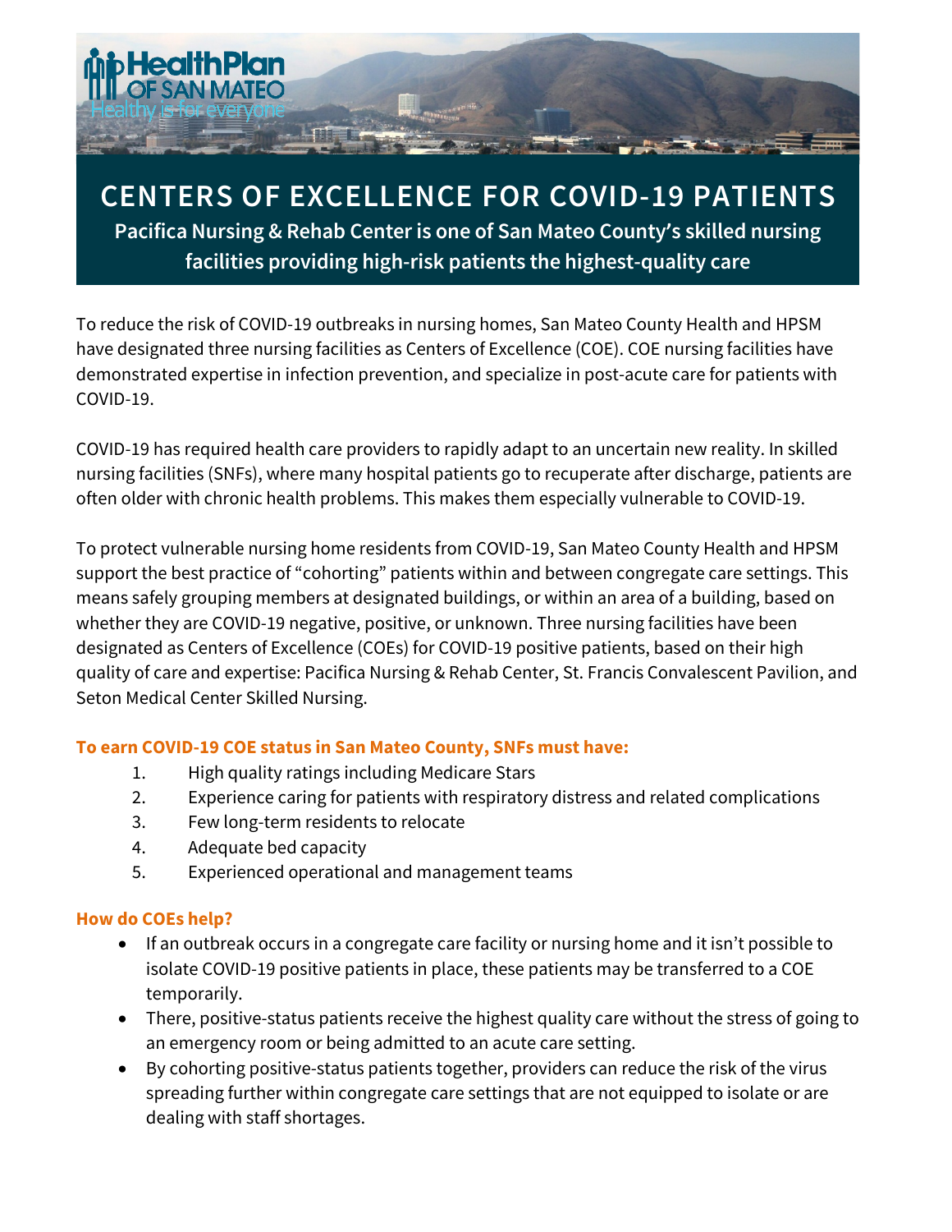HealthPlan OF SAN MATEO
Healthy is for everyone

# CENTERS OF EXCELLENCE FOR COVID-19 PATIENTS

**Pacifica Nursing & Rehab Center is one of San Mateo County's skilled nursing facilities providing high-risk patients the highest-quality care**

To reduce the risk of COVID-19 outbreaks in nursing homes, San Mateo County Health and HPSM have designated three nursing facilities as Centers of Excellence (COE). COE nursing facilities have demonstrated expertise in infection prevention, and specialize in post-acute care for patients with COVID-19.

COVID-19 has required health care providers to rapidly adapt to an uncertain new reality. In skilled nursing facilities (SNFs), where many hospital patients go to recuperate after discharge, patients are often older with chronic health problems. This makes them especially vulnerable to COVID-19.

To protect vulnerable nursing home residents from COVID-19, San Mateo County Health and HPSM support the best practice of "cohorting" patients within and between congregate care settings. This means safely grouping members at designated buildings, or within an area of a building, based on whether they are COVID-19 negative, positive, or unknown. Three nursing facilities have been designated as Centers of Excellence (COEs) for COVID-19 positive patients, based on their high quality of care and expertise: Pacifica Nursing & Rehab Center, St. Francis Convalescent Pavilion, and Seton Medical Center Skilled Nursing.

### To earn COVID-19 COE status in San Mateo County, SNFs must have:

1. High quality ratings including Medicare Stars
2. Experience caring for patients with respiratory distress and related complications
3. Few long-term residents to relocate
4. Adequate bed capacity
5. Experienced operational and management teams

### How do COEs help?

- If an outbreak occurs in a congregate care facility or nursing home and it isn't possible to isolate COVID-19 positive patients in place, these patients may be transferred to a COE temporarily.
- There, positive-status patients receive the highest quality care without the stress of going to an emergency room or being admitted to an acute care setting.
- By cohorting positive-status patients together, providers can reduce the risk of the virus spreading further within congregate care settings that are not equipped to isolate or are dealing with staff shortages.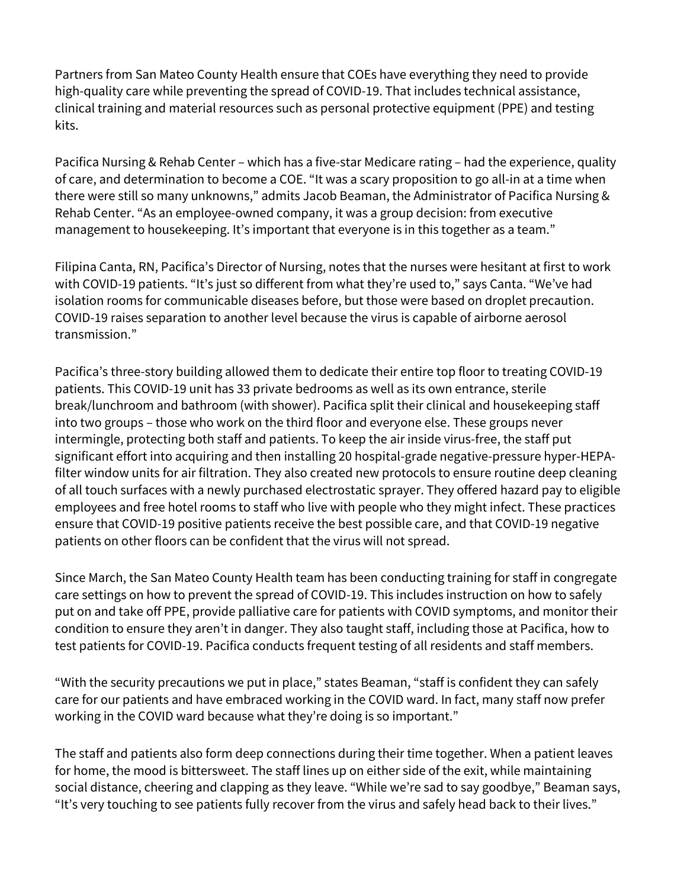Partners from San Mateo County Health ensure that COEs have everything they need to provide high-quality care while preventing the spread of COVID-19. That includes technical assistance, clinical training and material resources such as personal protective equipment (PPE) and testing kits.

Pacifica Nursing & Rehab Center – which has a five-star Medicare rating – had the experience, quality of care, and determination to become a COE. "It was a scary proposition to go all-in at a time when there were still so many unknowns," admits Jacob Beaman, the Administrator of Pacifica Nursing & Rehab Center. "As an employee-owned company, it was a group decision: from executive management to housekeeping. It's important that everyone is in this together as a team."

Filipina Canta, RN, Pacifica's Director of Nursing, notes that the nurses were hesitant at first to work with COVID-19 patients. "It's just so different from what they're used to," says Canta. "We've had isolation rooms for communicable diseases before, but those were based on droplet precaution. COVID-19 raises separation to another level because the virus is capable of airborne aerosol transmission."

Pacifica's three-story building allowed them to dedicate their entire top floor to treating COVID-19 patients. This COVID-19 unit has 33 private bedrooms as well as its own entrance, sterile break/lunchroom and bathroom (with shower). Pacifica split their clinical and housekeeping staff into two groups – those who work on the third floor and everyone else. These groups never intermingle, protecting both staff and patients. To keep the air inside virus-free, the staff put significant effort into acquiring and then installing 20 hospital-grade negative-pressure hyper-HEPA-filter window units for air filtration. They also created new protocols to ensure routine deep cleaning of all touch surfaces with a newly purchased electrostatic sprayer. They offered hazard pay to eligible employees and free hotel rooms to staff who live with people who they might infect. These practices ensure that COVID-19 positive patients receive the best possible care, and that COVID-19 negative patients on other floors can be confident that the virus will not spread.

Since March, the San Mateo County Health team has been conducting training for staff in congregate care settings on how to prevent the spread of COVID-19. This includes instruction on how to safely put on and take off PPE, provide palliative care for patients with COVID symptoms, and monitor their condition to ensure they aren't in danger. They also taught staff, including those at Pacifica, how to test patients for COVID-19. Pacifica conducts frequent testing of all residents and staff members.

"With the security precautions we put in place," states Beaman, "staff is confident they can safely care for our patients and have embraced working in the COVID ward. In fact, many staff now prefer working in the COVID ward because what they're doing is so important."

The staff and patients also form deep connections during their time together. When a patient leaves for home, the mood is bittersweet. The staff lines up on either side of the exit, while maintaining social distance, cheering and clapping as they leave. "While we're sad to say goodbye," Beaman says, "It's very touching to see patients fully recover from the virus and safely head back to their lives."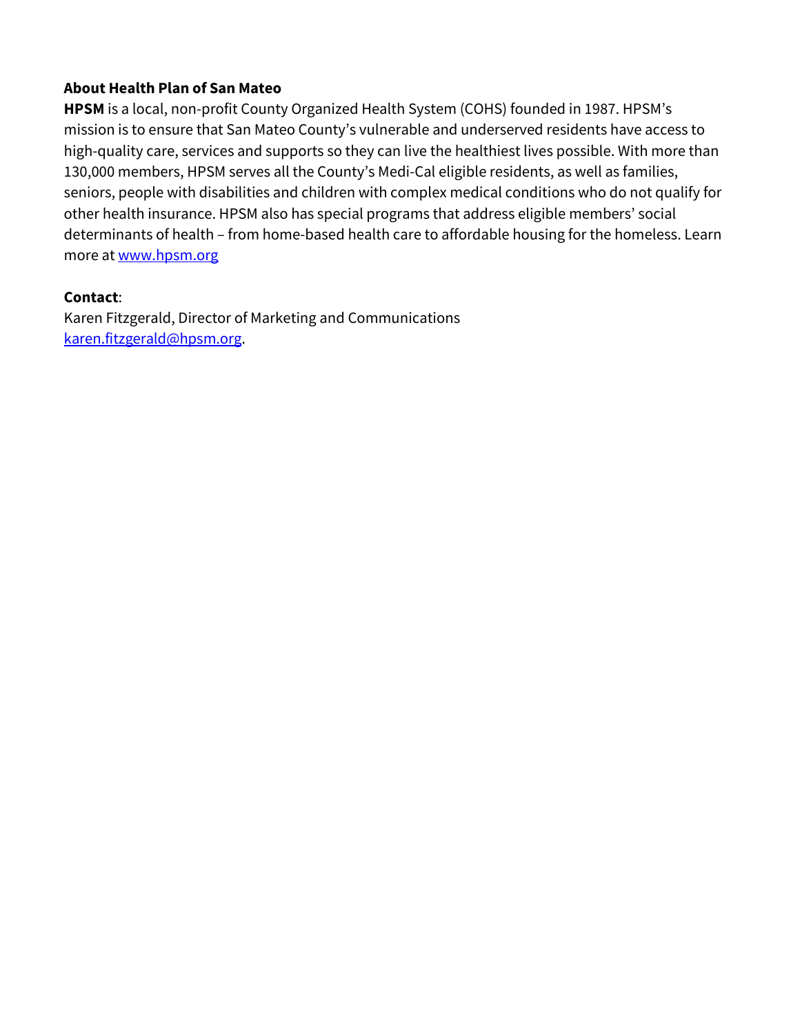**About Health Plan of San Mateo**

**HPSM** is a local, non-profit County Organized Health System (COHS) founded in 1987. HPSM's mission is to ensure that San Mateo County's vulnerable and underserved residents have access to high-quality care, services and supports so they can live the healthiest lives possible. With more than 130,000 members, HPSM serves all the County's Medi-Cal eligible residents, as well as families, seniors, people with disabilities and children with complex medical conditions who do not qualify for other health insurance. HPSM also has special programs that address eligible members' social determinants of health – from home-based health care to affordable housing for the homeless. Learn more at [www.hpsm.org](http://www.hpsm.org)

**Contact**:
Karen Fitzgerald, Director of Marketing and Communications
[karen.fitzgerald@hpsm.org](mailto:karen.fitzgerald@hpsm.org).